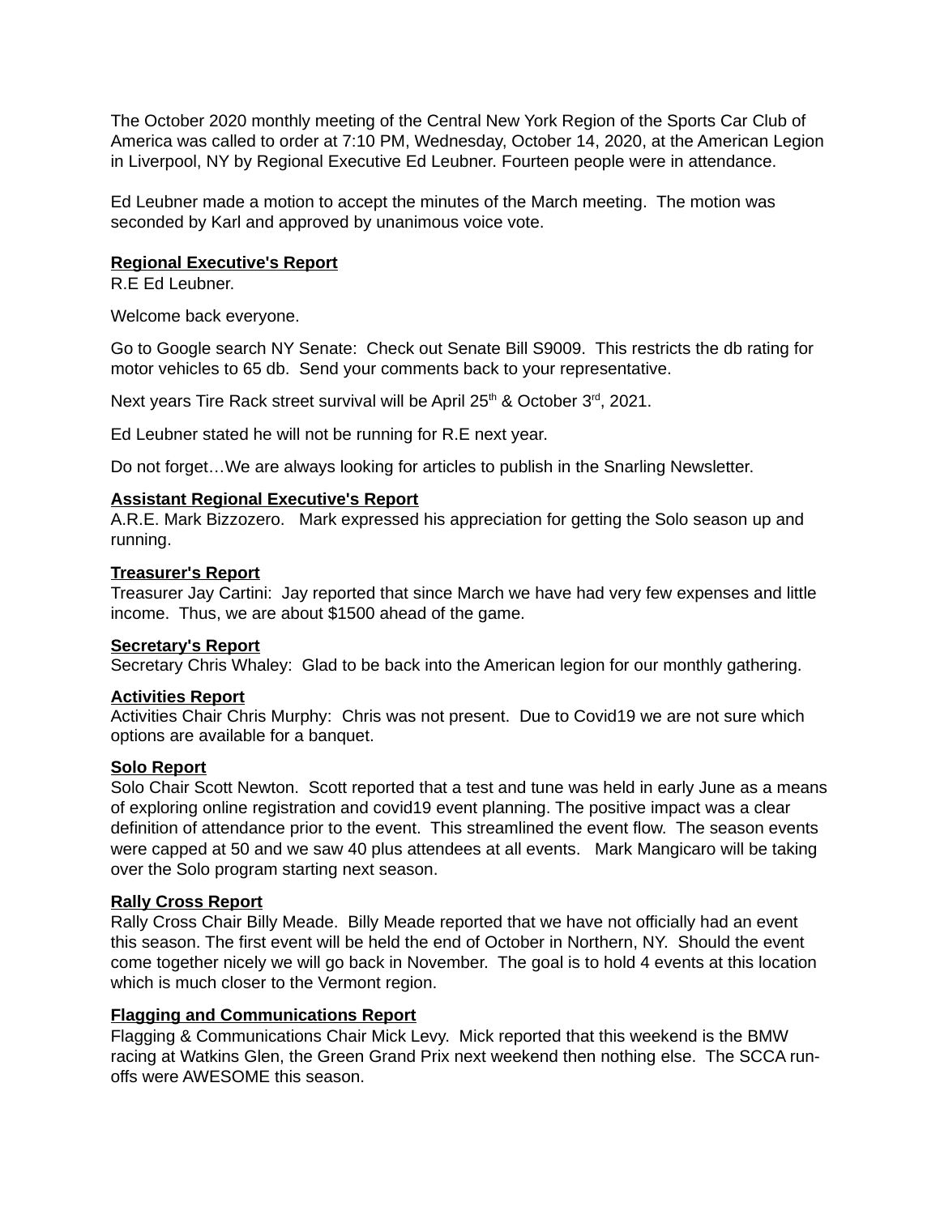The October 2020 monthly meeting of the Central New York Region of the Sports Car Club of America was called to order at 7:10 PM, Wednesday, October 14, 2020, at the American Legion in Liverpool, NY by Regional Executive Ed Leubner. Fourteen people were in attendance.

Ed Leubner made a motion to accept the minutes of the March meeting. The motion was seconded by Karl and approved by unanimous voice vote.

**Regional Executive's Report**

R.E Ed Leubner.

Welcome back everyone.

Go to Google search NY Senate: Check out Senate Bill S9009. This restricts the db rating for motor vehicles to 65 db. Send your comments back to your representative.

Next years Tire Rack street survival will be April 25th & October 3rd, 2021.

Ed Leubner stated he will not be running for R.E next year.

Do not forget…We are always looking for articles to publish in the Snarling Newsletter.

**Assistant Regional Executive's Report**

A.R.E. Mark Bizzozero. Mark expressed his appreciation for getting the Solo season up and running.

**Treasurer's Report**

Treasurer Jay Cartini: Jay reported that since March we have had very few expenses and little income. Thus, we are about $1500 ahead of the game.

**Secretary's Report**

Secretary Chris Whaley: Glad to be back into the American legion for our monthly gathering.

**Activities Report**

Activities Chair Chris Murphy: Chris was not present. Due to Covid19 we are not sure which options are available for a banquet.

**Solo Report**

Solo Chair Scott Newton. Scott reported that a test and tune was held in early June as a means of exploring online registration and covid19 event planning. The positive impact was a clear definition of attendance prior to the event. This streamlined the event flow. The season events were capped at 50 and we saw 40 plus attendees at all events. Mark Mangicaro will be taking over the Solo program starting next season.

**Rally Cross Report**

Rally Cross Chair Billy Meade. Billy Meade reported that we have not officially had an event this season. The first event will be held the end of October in Northern, NY. Should the event come together nicely we will go back in November. The goal is to hold 4 events at this location which is much closer to the Vermont region.

**Flagging and Communications Report**

Flagging & Communications Chair Mick Levy. Mick reported that this weekend is the BMW racing at Watkins Glen, the Green Grand Prix next weekend then nothing else. The SCCA run-offs were AWESOME this season.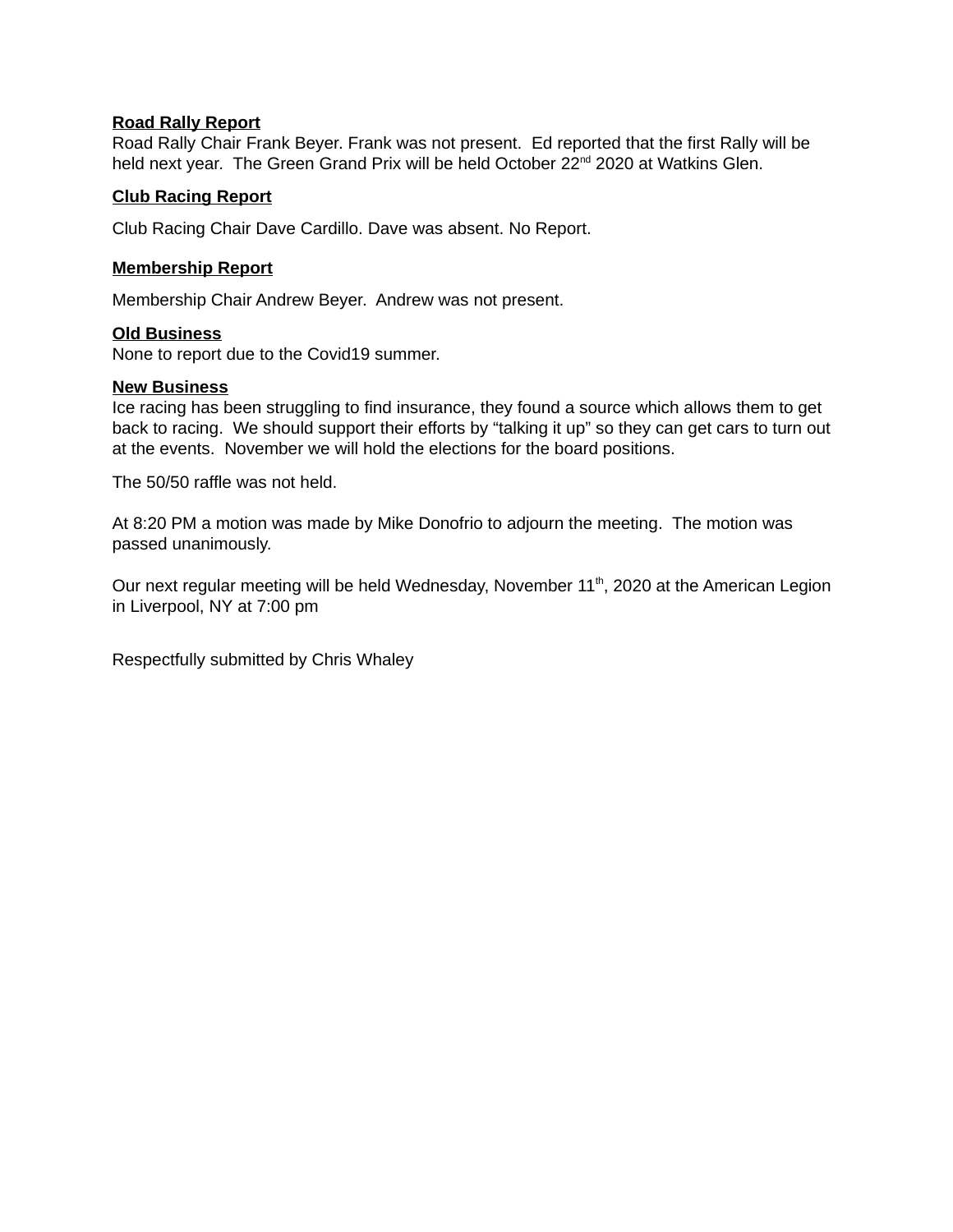**Road Rally Report**
Road Rally Chair Frank Beyer. Frank was not present. Ed reported that the first Rally will be held next year. The Green Grand Prix will be held October 22nd 2020 at Watkins Glen.

**Club Racing Report**

Club Racing Chair Dave Cardillo. Dave was absent. No Report.

**Membership Report**

Membership Chair Andrew Beyer. Andrew was not present.

**Old Business**
None to report due to the Covid19 summer.

**New Business**
Ice racing has been struggling to find insurance, they found a source which allows them to get back to racing. We should support their efforts by "talking it up" so they can get cars to turn out at the events. November we will hold the elections for the board positions.

The 50/50 raffle was not held.

At 8:20 PM a motion was made by Mike Donofrio to adjourn the meeting. The motion was passed unanimously.

Our next regular meeting will be held Wednesday, November 11th, 2020 at the American Legion in Liverpool, NY at 7:00 pm

Respectfully submitted by Chris Whaley